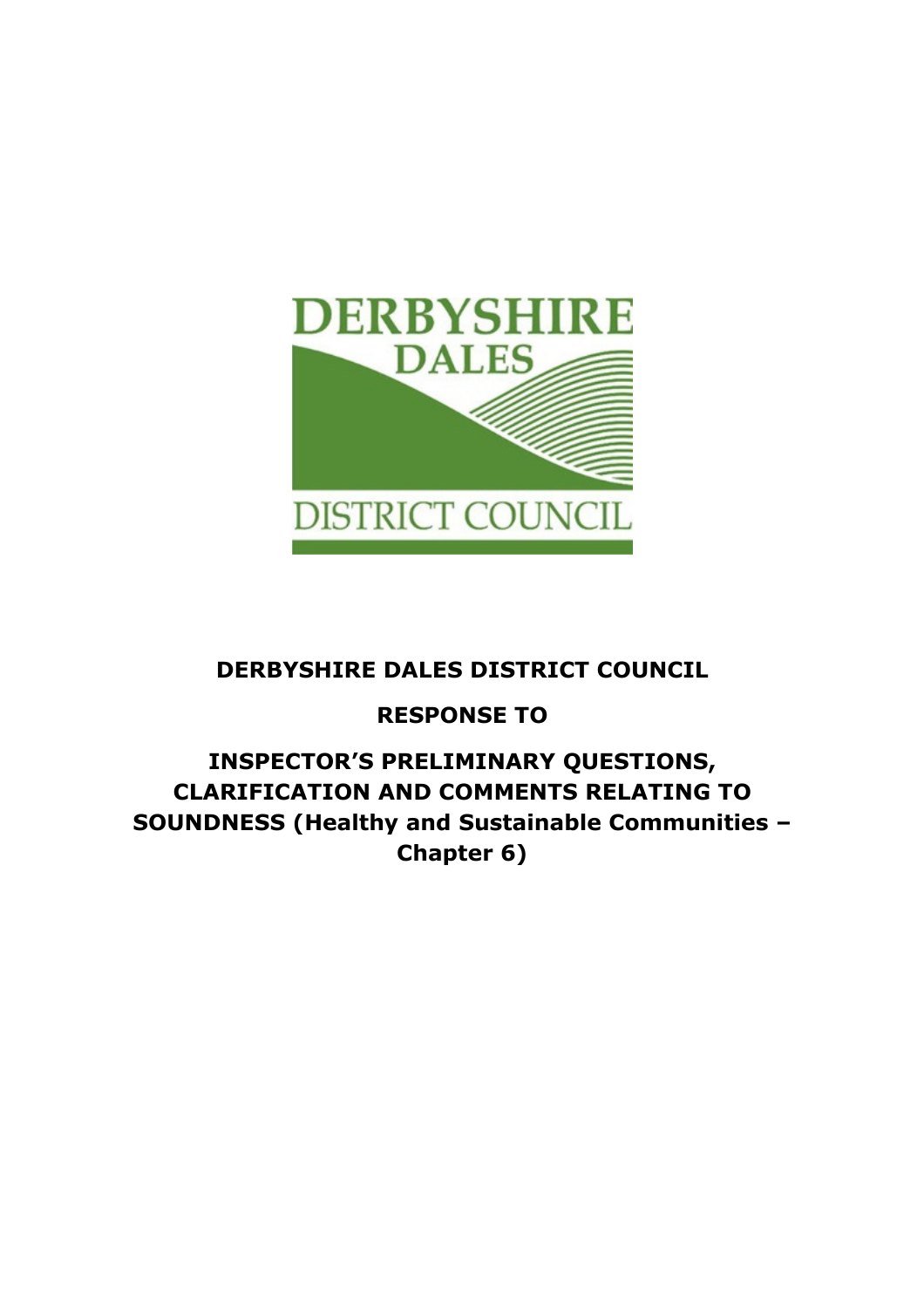# DERBYSHIRE DALES DISTRICT COUNCIL

## RESPONSE TO

## INSPECTOR'S PRELIMINARY QUESTIONS, CLARIFICATION AND COMMENTS RELATING TO SOUNDNESS (Healthy and Sustainable Communities – Chapter 6)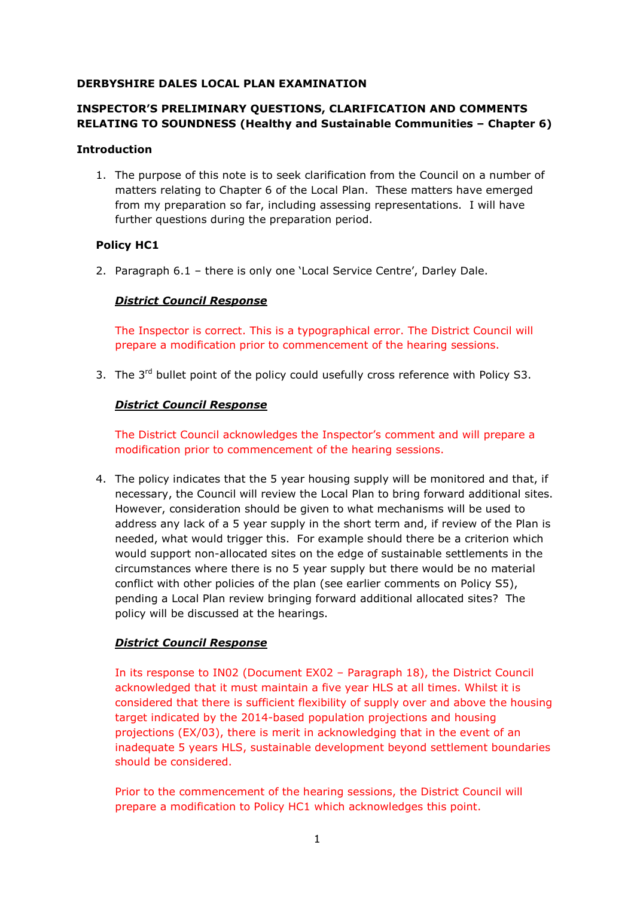**DERBYSHIRE DALES LOCAL PLAN EXAMINATION**

**INSPECTOR'S PRELIMINARY QUESTIONS, CLARIFICATION AND COMMENTS RELATING TO SOUNDNESS (Healthy and Sustainable Communities – Chapter 6)**

**Introduction**

1. The purpose of this note is to seek clarification from the Council on a number of matters relating to Chapter 6 of the Local Plan. These matters have emerged from my preparation so far, including assessing representations. I will have further questions during the preparation period.

**Policy HC1**

2. Paragraph 6.1 – there is only one 'Local Service Centre', Darley Dale.

   ***District Council Response***

   The Inspector is correct. This is a typographical error. The District Council will prepare a modification prior to commencement of the hearing sessions.

3. The 3rd bullet point of the policy could usefully cross reference with Policy S3.

   ***District Council Response***

   The District Council acknowledges the Inspector's comment and will prepare a modification prior to commencement of the hearing sessions.

4. The policy indicates that the 5 year housing supply will be monitored and that, if necessary, the Council will review the Local Plan to bring forward additional sites. However, consideration should be given to what mechanisms will be used to address any lack of a 5 year supply in the short term and, if review of the Plan is needed, what would trigger this. For example should there be a criterion which would support non-allocated sites on the edge of sustainable settlements in the circumstances where there is no 5 year supply but there would be no material conflict with other policies of the plan (see earlier comments on Policy S5), pending a Local Plan review bringing forward additional allocated sites? The policy will be discussed at the hearings.

   ***District Council Response***

   In its response to IN02 (Document EX02 – Paragraph 18), the District Council acknowledged that it must maintain a five year HLS at all times. Whilst it is considered that there is sufficient flexibility of supply over and above the housing target indicated by the 2014-based population projections and housing projections (EX/03), there is merit in acknowledging that in the event of an inadequate 5 years HLS, sustainable development beyond settlement boundaries should be considered.

   Prior to the commencement of the hearing sessions, the District Council will prepare a modification to Policy HC1 which acknowledges this point.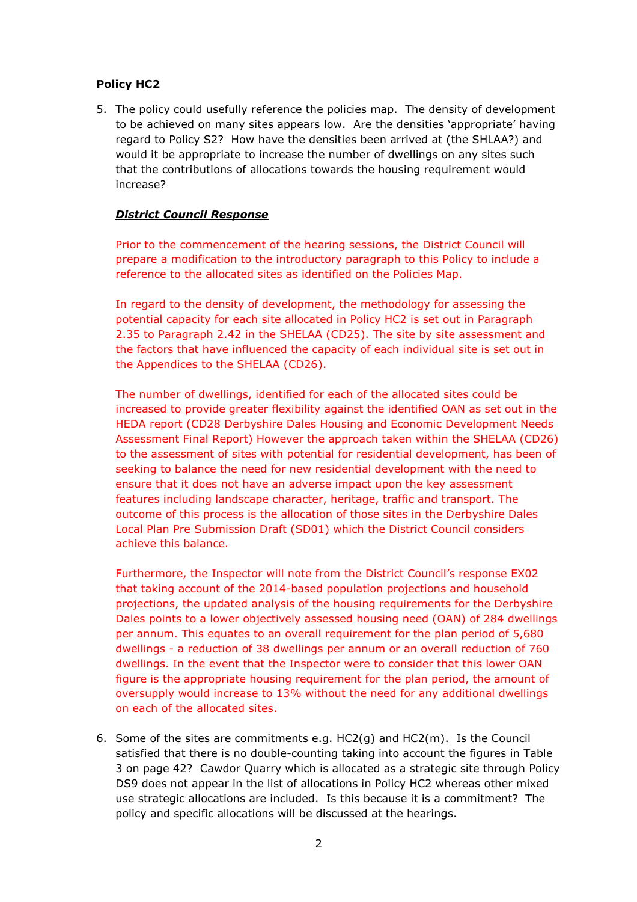**Policy HC2**

5. The policy could usefully reference the policies map. The density of development to be achieved on many sites appears low. Are the densities 'appropriate' having regard to Policy S2? How have the densities been arrived at (the SHLAA?) and would it be appropriate to increase the number of dwellings on any sites such that the contributions of allocations towards the housing requirement would increase?

   ***District Council Response***

   Prior to the commencement of the hearing sessions, the District Council will prepare a modification to the introductory paragraph to this Policy to include a reference to the allocated sites as identified on the Policies Map.

   In regard to the density of development, the methodology for assessing the potential capacity for each site allocated in Policy HC2 is set out in Paragraph 2.35 to Paragraph 2.42 in the SHELAA (CD25). The site by site assessment and the factors that have influenced the capacity of each individual site is set out in the Appendices to the SHELAA (CD26).

   The number of dwellings, identified for each of the allocated sites could be increased to provide greater flexibility against the identified OAN as set out in the HEDA report (CD28 Derbyshire Dales Housing and Economic Development Needs Assessment Final Report) However the approach taken within the SHELAA (CD26) to the assessment of sites with potential for residential development, has been of seeking to balance the need for new residential development with the need to ensure that it does not have an adverse impact upon the key assessment features including landscape character, heritage, traffic and transport. The outcome of this process is the allocation of those sites in the Derbyshire Dales Local Plan Pre Submission Draft (SD01) which the District Council considers achieve this balance.

   Furthermore, the Inspector will note from the District Council's response EX02 that taking account of the 2014-based population projections and household projections, the updated analysis of the housing requirements for the Derbyshire Dales points to a lower objectively assessed housing need (OAN) of 284 dwellings per annum. This equates to an overall requirement for the plan period of 5,680 dwellings - a reduction of 38 dwellings per annum or an overall reduction of 760 dwellings. In the event that the Inspector were to consider that this lower OAN figure is the appropriate housing requirement for the plan period, the amount of oversupply would increase to 13% without the need for any additional dwellings on each of the allocated sites.

6. Some of the sites are commitments e.g. HC2(g) and HC2(m). Is the Council satisfied that there is no double-counting taking into account the figures in Table 3 on page 42? Cawdor Quarry which is allocated as a strategic site through Policy DS9 does not appear in the list of allocations in Policy HC2 whereas other mixed use strategic allocations are included. Is this because it is a commitment? The policy and specific allocations will be discussed at the hearings.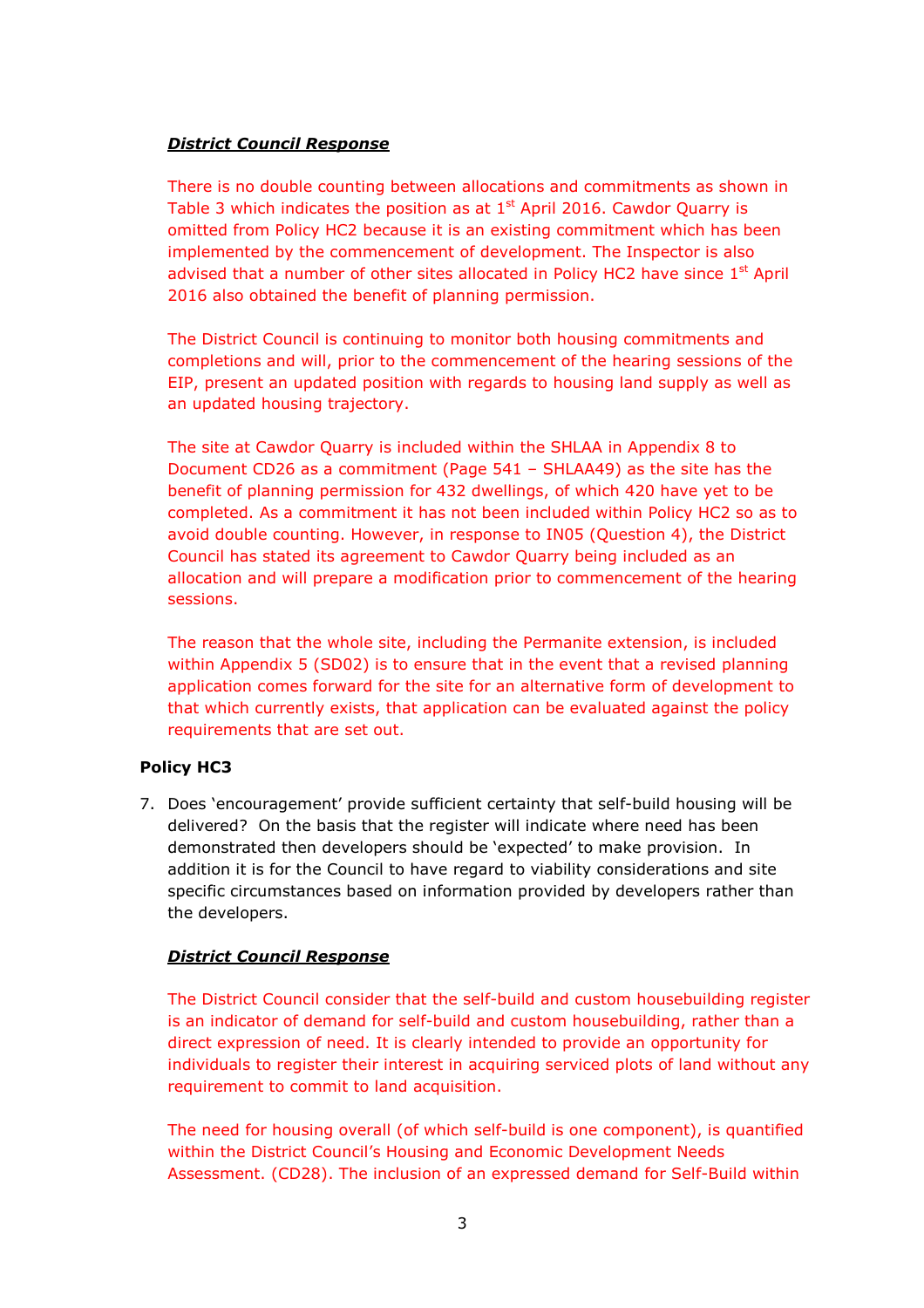***District Council Response***

There is no double counting between allocations and commitments as shown in Table 3 which indicates the position as at 1st April 2016. Cawdor Quarry is omitted from Policy HC2 because it is an existing commitment which has been implemented by the commencement of development. The Inspector is also advised that a number of other sites allocated in Policy HC2 have since 1st April 2016 also obtained the benefit of planning permission.

The District Council is continuing to monitor both housing commitments and completions and will, prior to the commencement of the hearing sessions of the EIP, present an updated position with regards to housing land supply as well as an updated housing trajectory.

The site at Cawdor Quarry is included within the SHLAA in Appendix 8 to Document CD26 as a commitment (Page 541 – SHLAA49) as the site has the benefit of planning permission for 432 dwellings, of which 420 have yet to be completed. As a commitment it has not been included within Policy HC2 so as to avoid double counting. However, in response to IN05 (Question 4), the District Council has stated its agreement to Cawdor Quarry being included as an allocation and will prepare a modification prior to commencement of the hearing sessions.

The reason that the whole site, including the Permanite extension, is included within Appendix 5 (SD02) is to ensure that in the event that a revised planning application comes forward for the site for an alternative form of development to that which currently exists, that application can be evaluated against the policy requirements that are set out.

**Policy HC3**

7. Does 'encouragement' provide sufficient certainty that self-build housing will be delivered? On the basis that the register will indicate where need has been demonstrated then developers should be 'expected' to make provision. In addition it is for the Council to have regard to viability considerations and site specific circumstances based on information provided by developers rather than the developers.

***District Council Response***

The District Council consider that the self-build and custom housebuilding register is an indicator of demand for self-build and custom housebuilding, rather than a direct expression of need. It is clearly intended to provide an opportunity for individuals to register their interest in acquiring serviced plots of land without any requirement to commit to land acquisition.

The need for housing overall (of which self-build is one component), is quantified within the District Council's Housing and Economic Development Needs Assessment. (CD28). The inclusion of an expressed demand for Self-Build within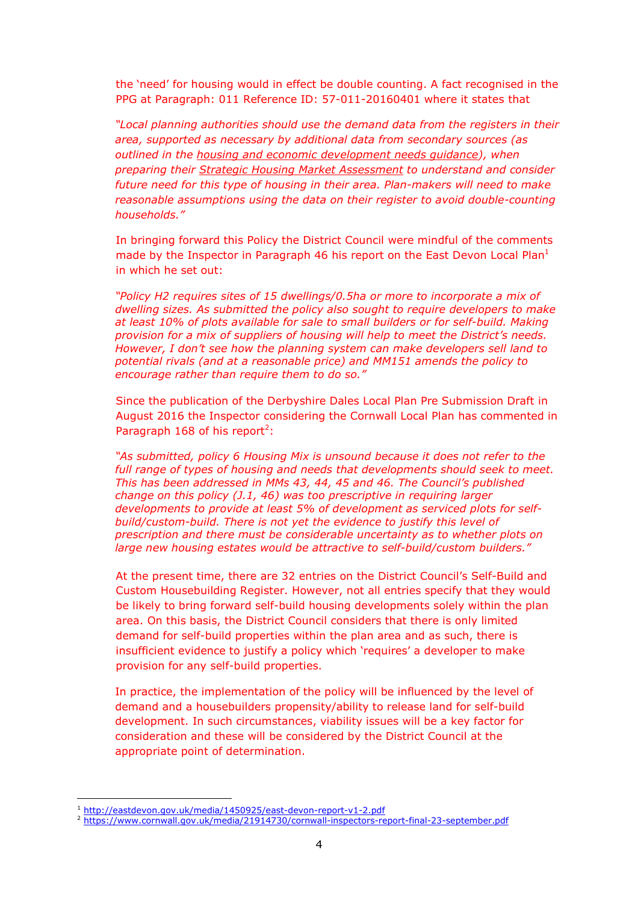the ‘need’ for housing would in effect be double counting. A fact recognised in the PPG at Paragraph: 011 Reference ID: 57-011-20160401 where it states that

*“Local planning authorities should use the demand data from the registers in their area, supported as necessary by additional data from secondary sources (as outlined in the housing and economic development needs guidance), when preparing their Strategic Housing Market Assessment to understand and consider future need for this type of housing in their area. Plan-makers will need to make reasonable assumptions using the data on their register to avoid double-counting households.”*

In bringing forward this Policy the District Council were mindful of the comments made by the Inspector in Paragraph 46 his report on the East Devon Local Plan[1] in which he set out:

*“Policy H2 requires sites of 15 dwellings/0.5ha or more to incorporate a mix of dwelling sizes. As submitted the policy also sought to require developers to make at least 10% of plots available for sale to small builders or for self-build. Making provision for a mix of suppliers of housing will help to meet the District’s needs. However, I don’t see how the planning system can make developers sell land to potential rivals (and at a reasonable price) and MM151 amends the policy to encourage rather than require them to do so.”*

Since the publication of the Derbyshire Dales Local Plan Pre Submission Draft in August 2016 the Inspector considering the Cornwall Local Plan has commented in Paragraph 168 of his report[2]:

*“As submitted, policy 6 Housing Mix is unsound because it does not refer to the full range of types of housing and needs that developments should seek to meet. This has been addressed in MMs 43, 44, 45 and 46. The Council’s published change on this policy (J.1, 46) was too prescriptive in requiring larger developments to provide at least 5% of development as serviced plots for self-build/custom-build. There is not yet the evidence to justify this level of prescription and there must be considerable uncertainty as to whether plots on large new housing estates would be attractive to self-build/custom builders.”*

At the present time, there are 32 entries on the District Council’s Self-Build and Custom Housebuilding Register. However, not all entries specify that they would be likely to bring forward self-build housing developments solely within the plan area. On this basis, the District Council considers that there is only limited demand for self-build properties within the plan area and as such, there is insufficient evidence to justify a policy which ‘requires’ a developer to make provision for any self-build properties.

In practice, the implementation of the policy will be influenced by the level of demand and a housebuilders propensity/ability to release land for self-build development. In such circumstances, viability issues will be a key factor for consideration and these will be considered by the District Council at the appropriate point of determination.

---

[1] http://eastdevon.gov.uk/media/1450925/east-devon-report-v1-2.pdf

[2] https://www.cornwall.gov.uk/media/21914730/cornwall-inspectors-report-final-23-september.pdf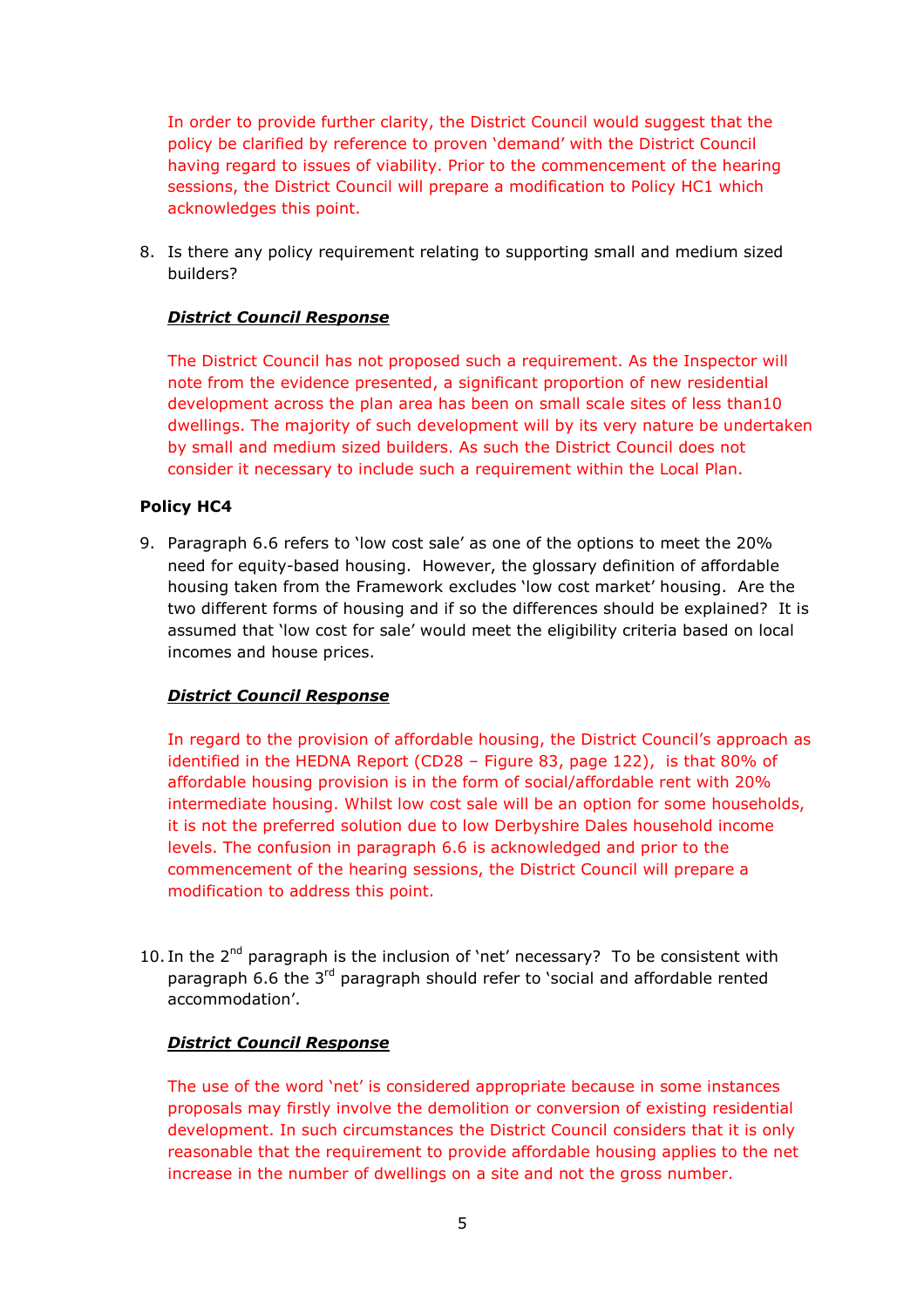In order to provide further clarity, the District Council would suggest that the policy be clarified by reference to proven 'demand' with the District Council having regard to issues of viability. Prior to the commencement of the hearing sessions, the District Council will prepare a modification to Policy HC1 which acknowledges this point.

8. Is there any policy requirement relating to supporting small and medium sized builders?

***District Council Response***

The District Council has not proposed such a requirement. As the Inspector will note from the evidence presented, a significant proportion of new residential development across the plan area has been on small scale sites of less than10 dwellings. The majority of such development will by its very nature be undertaken by small and medium sized builders. As such the District Council does not consider it necessary to include such a requirement within the Local Plan.

**Policy HC4**

9. Paragraph 6.6 refers to 'low cost sale' as one of the options to meet the 20% need for equity-based housing. However, the glossary definition of affordable housing taken from the Framework excludes 'low cost market' housing. Are the two different forms of housing and if so the differences should be explained? It is assumed that 'low cost for sale' would meet the eligibility criteria based on local incomes and house prices.

***District Council Response***

In regard to the provision of affordable housing, the District Council's approach as identified in the HEDNA Report (CD28 – Figure 83, page 122), is that 80% of affordable housing provision is in the form of social/affordable rent with 20% intermediate housing. Whilst low cost sale will be an option for some households, it is not the preferred solution due to low Derbyshire Dales household income levels. The confusion in paragraph 6.6 is acknowledged and prior to the commencement of the hearing sessions, the District Council will prepare a modification to address this point.

10. In the 2nd paragraph is the inclusion of 'net' necessary? To be consistent with paragraph 6.6 the 3rd paragraph should refer to 'social and affordable rented accommodation'.

***District Council Response***

The use of the word 'net' is considered appropriate because in some instances proposals may firstly involve the demolition or conversion of existing residential development. In such circumstances the District Council considers that it is only reasonable that the requirement to provide affordable housing applies to the net increase in the number of dwellings on a site and not the gross number.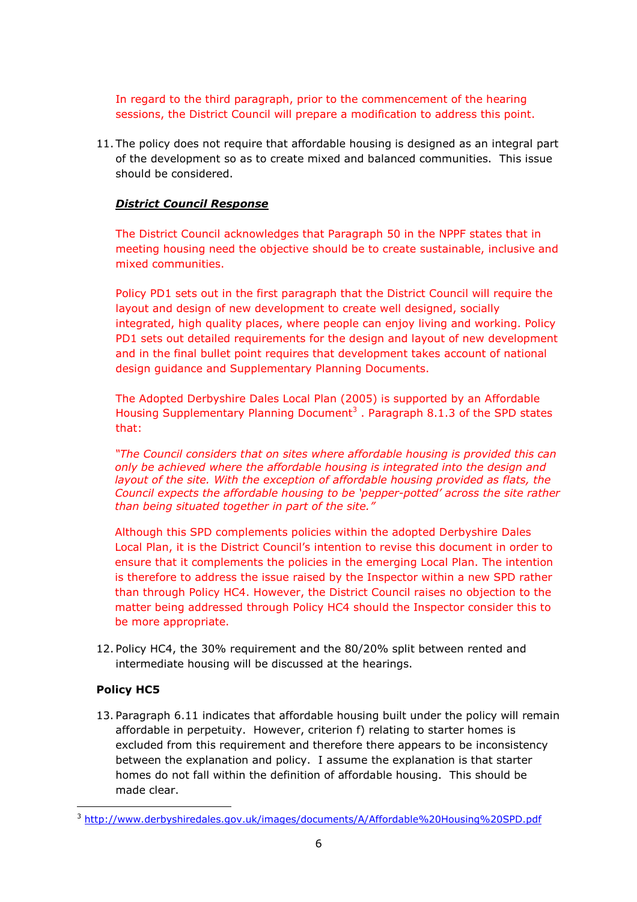In regard to the third paragraph, prior to the commencement of the hearing sessions, the District Council will prepare a modification to address this point.

11. The policy does not require that affordable housing is designed as an integral part of the development so as to create mixed and balanced communities. This issue should be considered.

    ***District Council Response***

    The District Council acknowledges that Paragraph 50 in the NPPF states that in meeting housing need the objective should be to create sustainable, inclusive and mixed communities.

    Policy PD1 sets out in the first paragraph that the District Council will require the layout and design of new development to create well designed, socially integrated, high quality places, where people can enjoy living and working. Policy PD1 sets out detailed requirements for the design and layout of new development and in the final bullet point requires that development takes account of national design guidance and Supplementary Planning Documents.

    The Adopted Derbyshire Dales Local Plan (2005) is supported by an Affordable Housing Supplementary Planning Document[3] . Paragraph 8.1.3 of the SPD states that:

    *"The Council considers that on sites where affordable housing is provided this can only be achieved where the affordable housing is integrated into the design and layout of the site. With the exception of affordable housing provided as flats, the Council expects the affordable housing to be 'pepper-potted' across the site rather than being situated together in part of the site."*

    Although this SPD complements policies within the adopted Derbyshire Dales Local Plan, it is the District Council's intention to revise this document in order to ensure that it complements the policies in the emerging Local Plan. The intention is therefore to address the issue raised by the Inspector within a new SPD rather than through Policy HC4. However, the District Council raises no objection to the matter being addressed through Policy HC4 should the Inspector consider this to be more appropriate.

12. Policy HC4, the 30% requirement and the 80/20% split between rented and intermediate housing will be discussed at the hearings.

**Policy HC5**

13. Paragraph 6.11 indicates that affordable housing built under the policy will remain affordable in perpetuity. However, criterion f) relating to starter homes is excluded from this requirement and therefore there appears to be inconsistency between the explanation and policy. I assume the explanation is that starter homes do not fall within the definition of affordable housing. This should be made clear.

[3] http://www.derbyshiredales.gov.uk/images/documents/A/Affordable%20Housing%20SPD.pdf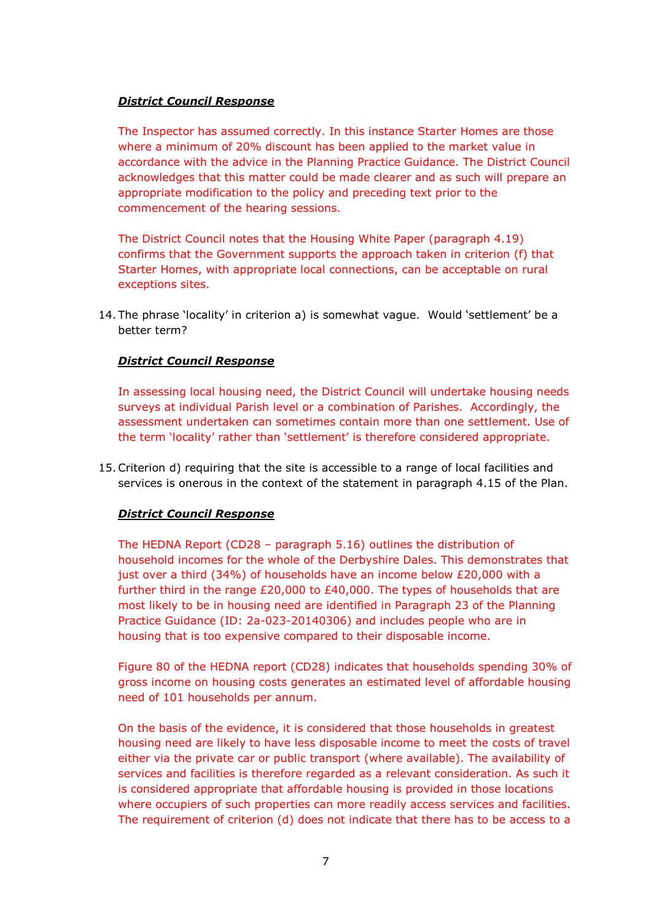***District Council Response***

The Inspector has assumed correctly. In this instance Starter Homes are those where a minimum of 20% discount has been applied to the market value in accordance with the advice in the Planning Practice Guidance. The District Council acknowledges that this matter could be made clearer and as such will prepare an appropriate modification to the policy and preceding text prior to the commencement of the hearing sessions.

The District Council notes that the Housing White Paper (paragraph 4.19) confirms that the Government supports the approach taken in criterion (f) that Starter Homes, with appropriate local connections, can be acceptable on rural exceptions sites.

14. The phrase 'locality' in criterion a) is somewhat vague. Would 'settlement' be a better term?

***District Council Response***

In assessing local housing need, the District Council will undertake housing needs surveys at individual Parish level or a combination of Parishes. Accordingly, the assessment undertaken can sometimes contain more than one settlement. Use of the term 'locality' rather than 'settlement' is therefore considered appropriate.

15. Criterion d) requiring that the site is accessible to a range of local facilities and services is onerous in the context of the statement in paragraph 4.15 of the Plan.

***District Council Response***

The HEDNA Report (CD28 – paragraph 5.16) outlines the distribution of household incomes for the whole of the Derbyshire Dales. This demonstrates that just over a third (34%) of households have an income below £20,000 with a further third in the range £20,000 to £40,000. The types of households that are most likely to be in housing need are identified in Paragraph 23 of the Planning Practice Guidance (ID: 2a-023-20140306) and includes people who are in housing that is too expensive compared to their disposable income.

Figure 80 of the HEDNA report (CD28) indicates that households spending 30% of gross income on housing costs generates an estimated level of affordable housing need of 101 households per annum.

On the basis of the evidence, it is considered that those households in greatest housing need are likely to have less disposable income to meet the costs of travel either via the private car or public transport (where available). The availability of services and facilities is therefore regarded as a relevant consideration. As such it is considered appropriate that affordable housing is provided in those locations where occupiers of such properties can more readily access services and facilities. The requirement of criterion (d) does not indicate that there has to be access to a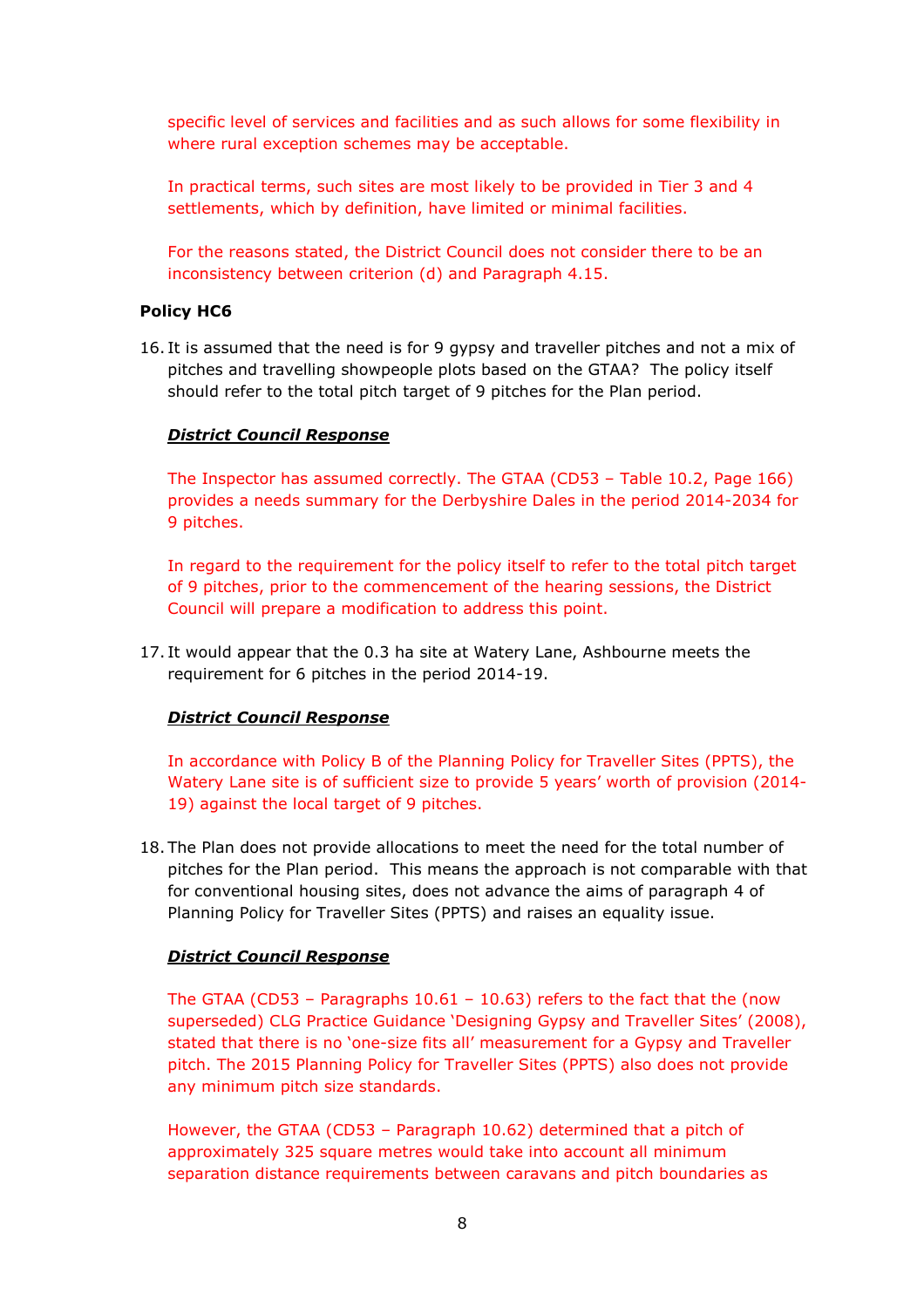specific level of services and facilities and as such allows for some flexibility in where rural exception schemes may be acceptable.

In practical terms, such sites are most likely to be provided in Tier 3 and 4 settlements, which by definition, have limited or minimal facilities.

For the reasons stated, the District Council does not consider there to be an inconsistency between criterion (d) and Paragraph 4.15.

**Policy HC6**

16. It is assumed that the need is for 9 gypsy and traveller pitches and not a mix of pitches and travelling showpeople plots based on the GTAA? The policy itself should refer to the total pitch target of 9 pitches for the Plan period.

***District Council Response***

The Inspector has assumed correctly. The GTAA (CD53 – Table 10.2, Page 166) provides a needs summary for the Derbyshire Dales in the period 2014-2034 for 9 pitches.

In regard to the requirement for the policy itself to refer to the total pitch target of 9 pitches, prior to the commencement of the hearing sessions, the District Council will prepare a modification to address this point.

17. It would appear that the 0.3 ha site at Watery Lane, Ashbourne meets the requirement for 6 pitches in the period 2014-19.

***District Council Response***

In accordance with Policy B of the Planning Policy for Traveller Sites (PPTS), the Watery Lane site is of sufficient size to provide 5 years' worth of provision (2014-19) against the local target of 9 pitches.

18. The Plan does not provide allocations to meet the need for the total number of pitches for the Plan period. This means the approach is not comparable with that for conventional housing sites, does not advance the aims of paragraph 4 of Planning Policy for Traveller Sites (PPTS) and raises an equality issue.

***District Council Response***

The GTAA (CD53 – Paragraphs 10.61 – 10.63) refers to the fact that the (now superseded) CLG Practice Guidance 'Designing Gypsy and Traveller Sites' (2008), stated that there is no 'one-size fits all' measurement for a Gypsy and Traveller pitch. The 2015 Planning Policy for Traveller Sites (PPTS) also does not provide any minimum pitch size standards.

However, the GTAA (CD53 – Paragraph 10.62) determined that a pitch of approximately 325 square metres would take into account all minimum separation distance requirements between caravans and pitch boundaries as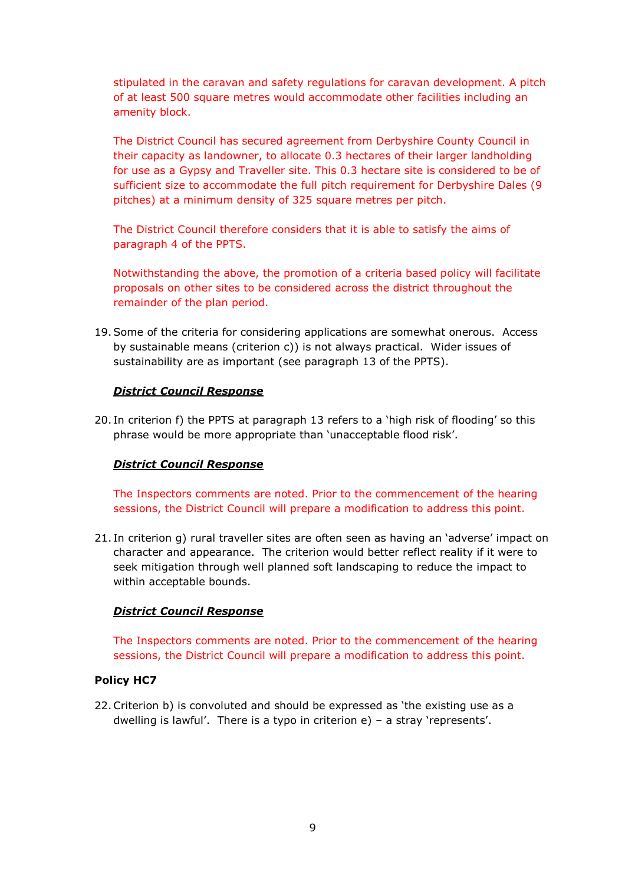stipulated in the caravan and safety regulations for caravan development. A pitch of at least 500 square metres would accommodate other facilities including an amenity block.

The District Council has secured agreement from Derbyshire County Council in their capacity as landowner, to allocate 0.3 hectares of their larger landholding for use as a Gypsy and Traveller site. This 0.3 hectare site is considered to be of sufficient size to accommodate the full pitch requirement for Derbyshire Dales (9 pitches) at a minimum density of 325 square metres per pitch.

The District Council therefore considers that it is able to satisfy the aims of paragraph 4 of the PPTS.

Notwithstanding the above, the promotion of a criteria based policy will facilitate proposals on other sites to be considered across the district throughout the remainder of the plan period.

19. Some of the criteria for considering applications are somewhat onerous. Access by sustainable means (criterion c)) is not always practical. Wider issues of sustainability are as important (see paragraph 13 of the PPTS).

***District Council Response***

20. In criterion f) the PPTS at paragraph 13 refers to a 'high risk of flooding' so this phrase would be more appropriate than 'unacceptable flood risk'.

***District Council Response***

The Inspectors comments are noted. Prior to the commencement of the hearing sessions, the District Council will prepare a modification to address this point.

21. In criterion g) rural traveller sites are often seen as having an 'adverse' impact on character and appearance. The criterion would better reflect reality if it were to seek mitigation through well planned soft landscaping to reduce the impact to within acceptable bounds.

***District Council Response***

The Inspectors comments are noted. Prior to the commencement of the hearing sessions, the District Council will prepare a modification to address this point.

**Policy HC7**

22. Criterion b) is convoluted and should be expressed as 'the existing use as a dwelling is lawful'. There is a typo in criterion e) – a stray 'represents'.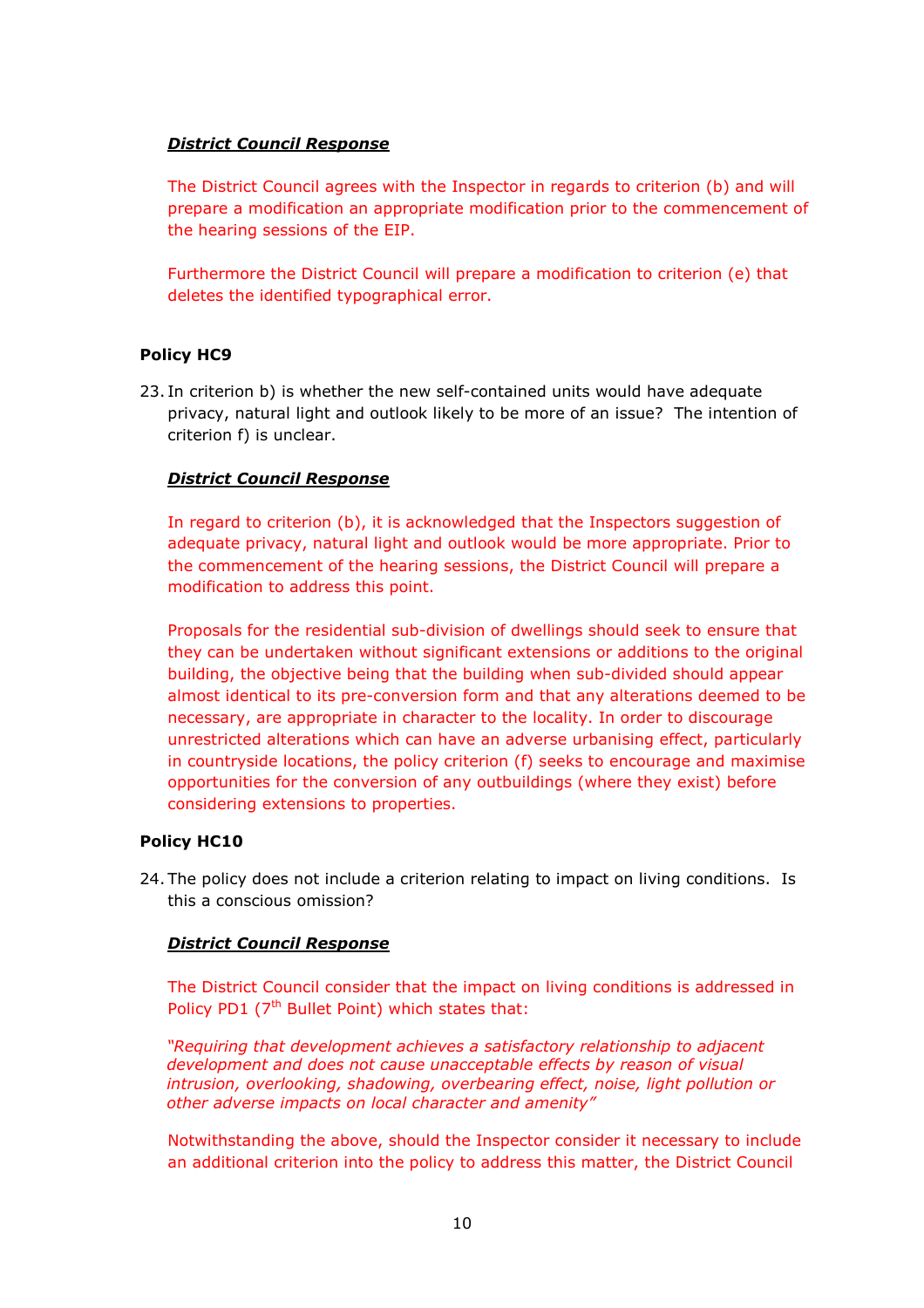***<u>District Council Response</u>***

The District Council agrees with the Inspector in regards to criterion (b) and will prepare a modification an appropriate modification prior to the commencement of the hearing sessions of the EIP.

Furthermore the District Council will prepare a modification to criterion (e) that deletes the identified typographical error.

**Policy HC9**

23. In criterion b) is whether the new self-contained units would have adequate privacy, natural light and outlook likely to be more of an issue? The intention of criterion f) is unclear.

***<u>District Council Response</u>***

In regard to criterion (b), it is acknowledged that the Inspectors suggestion of adequate privacy, natural light and outlook would be more appropriate. Prior to the commencement of the hearing sessions, the District Council will prepare a modification to address this point.

Proposals for the residential sub-division of dwellings should seek to ensure that they can be undertaken without significant extensions or additions to the original building, the objective being that the building when sub-divided should appear almost identical to its pre-conversion form and that any alterations deemed to be necessary, are appropriate in character to the locality. In order to discourage unrestricted alterations which can have an adverse urbanising effect, particularly in countryside locations, the policy criterion (f) seeks to encourage and maximise opportunities for the conversion of any outbuildings (where they exist) before considering extensions to properties.

**Policy HC10**

24. The policy does not include a criterion relating to impact on living conditions. Is this a conscious omission?

***<u>District Council Response</u>***

The District Council consider that the impact on living conditions is addressed in Policy PD1 (7th Bullet Point) which states that:

*"Requiring that development achieves a satisfactory relationship to adjacent development and does not cause unacceptable effects by reason of visual intrusion, overlooking, shadowing, overbearing effect, noise, light pollution or other adverse impacts on local character and amenity"*

Notwithstanding the above, should the Inspector consider it necessary to include an additional criterion into the policy to address this matter, the District Council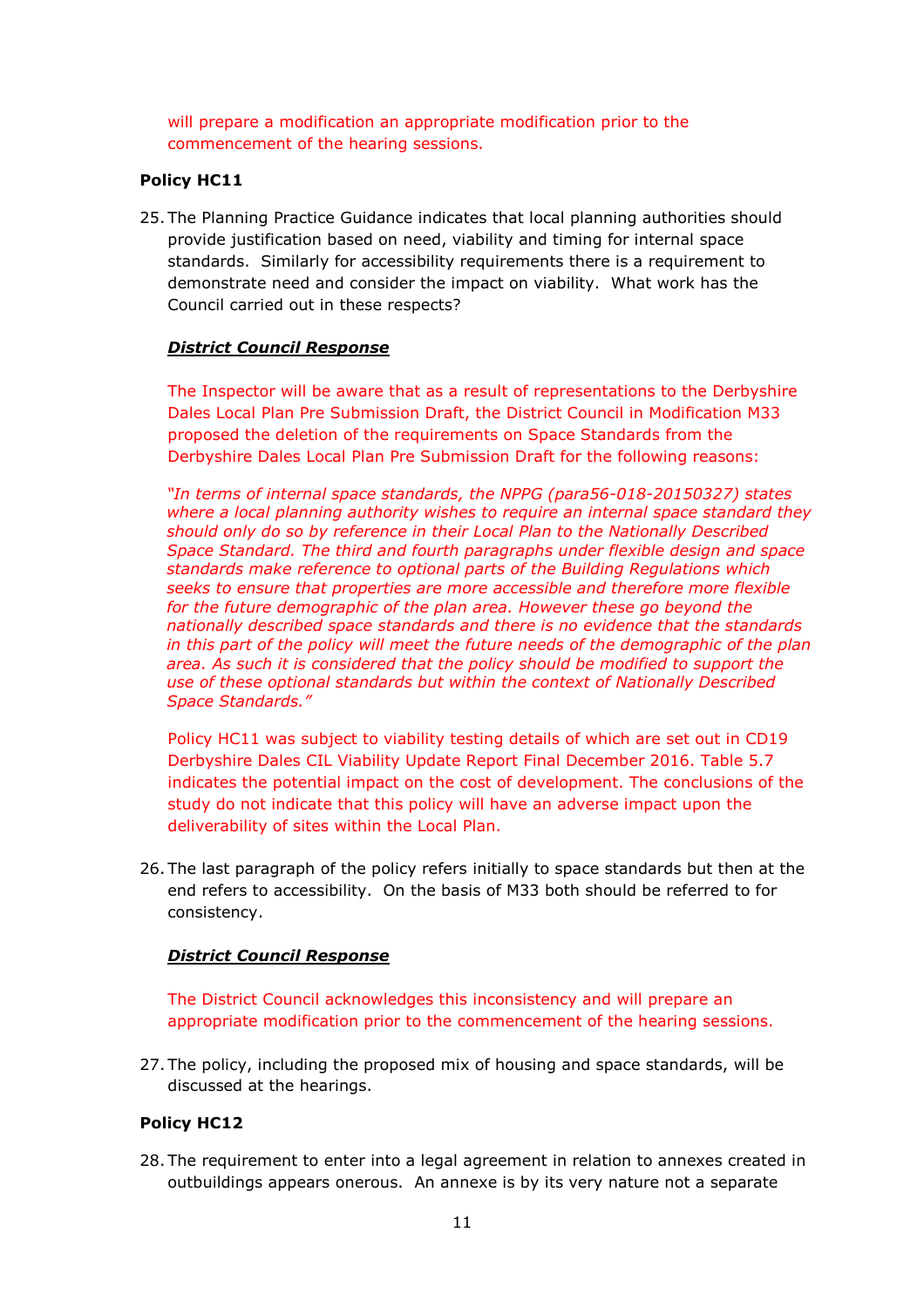will prepare a modification an appropriate modification prior to the commencement of the hearing sessions.

**Policy HC11**

25. The Planning Practice Guidance indicates that local planning authorities should provide justification based on need, viability and timing for internal space standards. Similarly for accessibility requirements there is a requirement to demonstrate need and consider the impact on viability. What work has the Council carried out in these respects?

   ***District Council Response***

   The Inspector will be aware that as a result of representations to the Derbyshire Dales Local Plan Pre Submission Draft, the District Council in Modification M33 proposed the deletion of the requirements on Space Standards from the Derbyshire Dales Local Plan Pre Submission Draft for the following reasons:

   *"In terms of internal space standards, the NPPG (para56-018-20150327) states where a local planning authority wishes to require an internal space standard they should only do so by reference in their Local Plan to the Nationally Described Space Standard. The third and fourth paragraphs under flexible design and space standards make reference to optional parts of the Building Regulations which seeks to ensure that properties are more accessible and therefore more flexible for the future demographic of the plan area. However these go beyond the nationally described space standards and there is no evidence that the standards in this part of the policy will meet the future needs of the demographic of the plan area. As such it is considered that the policy should be modified to support the use of these optional standards but within the context of Nationally Described Space Standards."*

   Policy HC11 was subject to viability testing details of which are set out in CD19 Derbyshire Dales CIL Viability Update Report Final December 2016. Table 5.7 indicates the potential impact on the cost of development. The conclusions of the study do not indicate that this policy will have an adverse impact upon the deliverability of sites within the Local Plan.

26. The last paragraph of the policy refers initially to space standards but then at the end refers to accessibility. On the basis of M33 both should be referred to for consistency.

   ***District Council Response***

   The District Council acknowledges this inconsistency and will prepare an appropriate modification prior to the commencement of the hearing sessions.

27. The policy, including the proposed mix of housing and space standards, will be discussed at the hearings.

**Policy HC12**

28. The requirement to enter into a legal agreement in relation to annexes created in outbuildings appears onerous. An annexe is by its very nature not a separate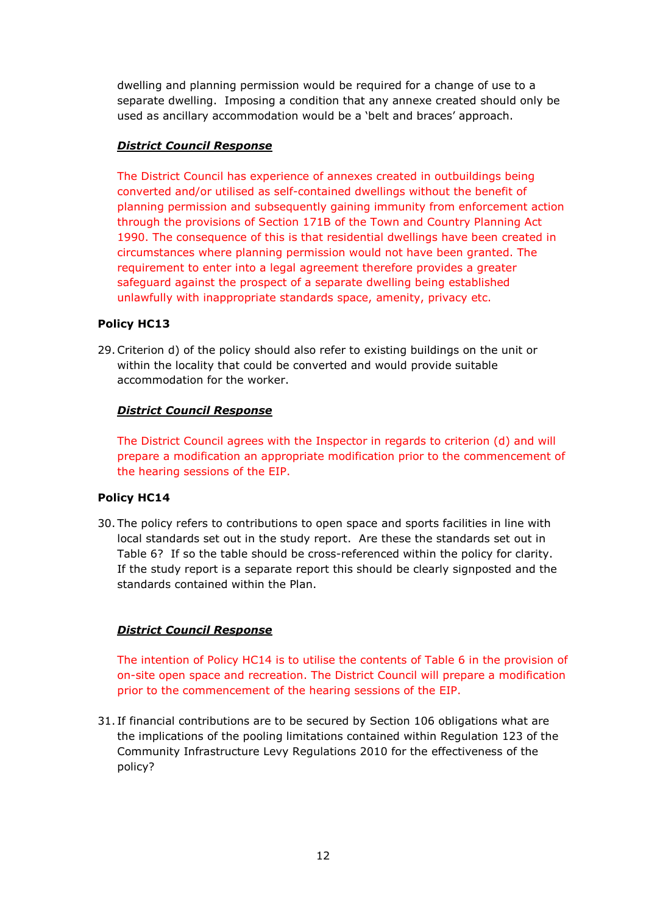dwelling and planning permission would be required for a change of use to a separate dwelling. Imposing a condition that any annexe created should only be used as ancillary accommodation would be a 'belt and braces' approach.

***District Council Response***

The District Council has experience of annexes created in outbuildings being converted and/or utilised as self-contained dwellings without the benefit of planning permission and subsequently gaining immunity from enforcement action through the provisions of Section 171B of the Town and Country Planning Act 1990. The consequence of this is that residential dwellings have been created in circumstances where planning permission would not have been granted. The requirement to enter into a legal agreement therefore provides a greater safeguard against the prospect of a separate dwelling being established unlawfully with inappropriate standards space, amenity, privacy etc.

**Policy HC13**

29. Criterion d) of the policy should also refer to existing buildings on the unit or within the locality that could be converted and would provide suitable accommodation for the worker.

***District Council Response***

The District Council agrees with the Inspector in regards to criterion (d) and will prepare a modification an appropriate modification prior to the commencement of the hearing sessions of the EIP.

**Policy HC14**

30. The policy refers to contributions to open space and sports facilities in line with local standards set out in the study report. Are these the standards set out in Table 6? If so the table should be cross-referenced within the policy for clarity. If the study report is a separate report this should be clearly signposted and the standards contained within the Plan.

***District Council Response***

The intention of Policy HC14 is to utilise the contents of Table 6 in the provision of on-site open space and recreation. The District Council will prepare a modification prior to the commencement of the hearing sessions of the EIP.

31. If financial contributions are to be secured by Section 106 obligations what are the implications of the pooling limitations contained within Regulation 123 of the Community Infrastructure Levy Regulations 2010 for the effectiveness of the policy?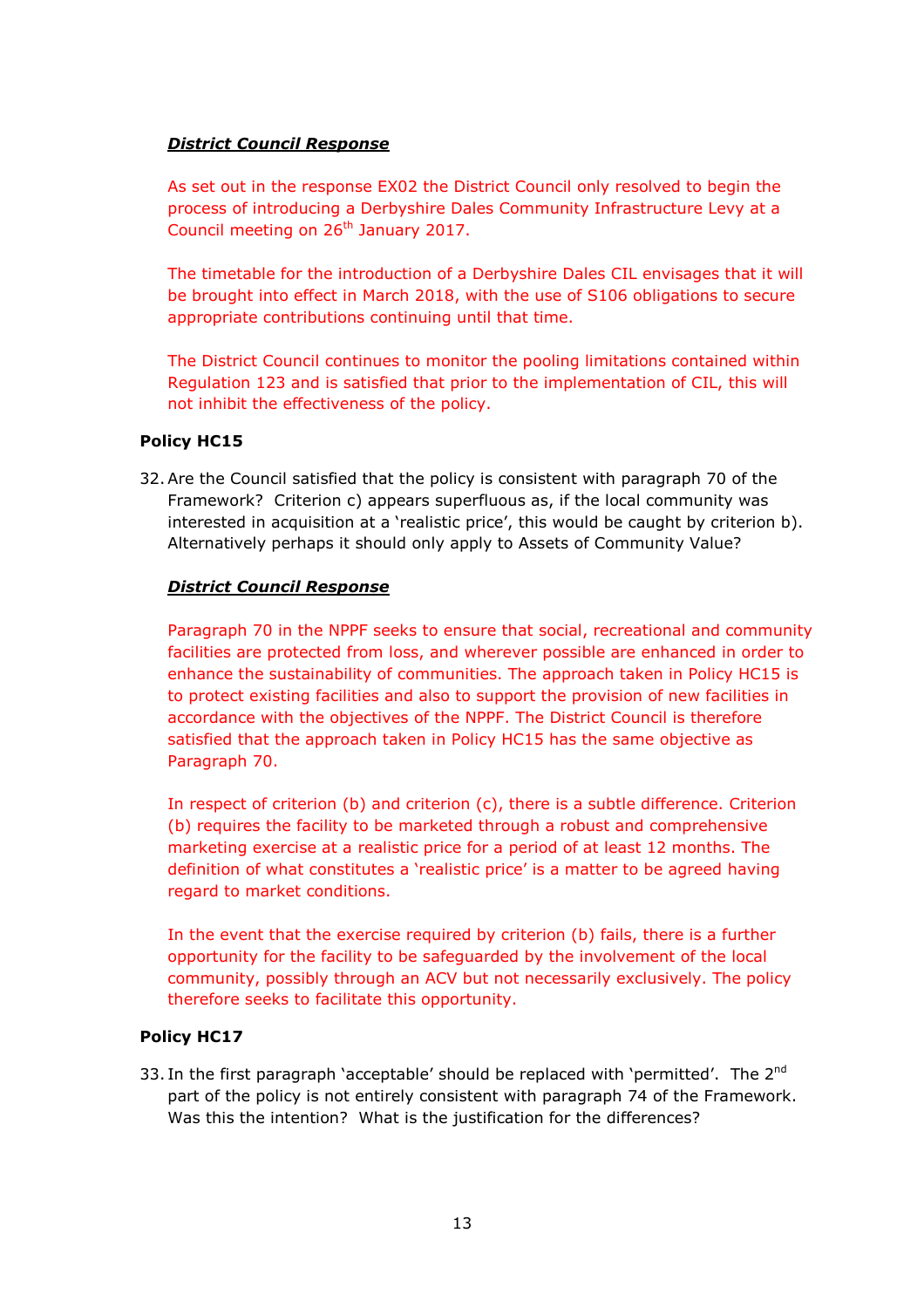***District Council Response***

As set out in the response EX02 the District Council only resolved to begin the process of introducing a Derbyshire Dales Community Infrastructure Levy at a Council meeting on 26th January 2017.

The timetable for the introduction of a Derbyshire Dales CIL envisages that it will be brought into effect in March 2018, with the use of S106 obligations to secure appropriate contributions continuing until that time.

The District Council continues to monitor the pooling limitations contained within Regulation 123 and is satisfied that prior to the implementation of CIL, this will not inhibit the effectiveness of the policy.

**Policy HC15**

32. Are the Council satisfied that the policy is consistent with paragraph 70 of the Framework? Criterion c) appears superfluous as, if the local community was interested in acquisition at a 'realistic price', this would be caught by criterion b). Alternatively perhaps it should only apply to Assets of Community Value?

***District Council Response***

Paragraph 70 in the NPPF seeks to ensure that social, recreational and community facilities are protected from loss, and wherever possible are enhanced in order to enhance the sustainability of communities. The approach taken in Policy HC15 is to protect existing facilities and also to support the provision of new facilities in accordance with the objectives of the NPPF. The District Council is therefore satisfied that the approach taken in Policy HC15 has the same objective as Paragraph 70.

In respect of criterion (b) and criterion (c), there is a subtle difference. Criterion (b) requires the facility to be marketed through a robust and comprehensive marketing exercise at a realistic price for a period of at least 12 months. The definition of what constitutes a 'realistic price' is a matter to be agreed having regard to market conditions.

In the event that the exercise required by criterion (b) fails, there is a further opportunity for the facility to be safeguarded by the involvement of the local community, possibly through an ACV but not necessarily exclusively. The policy therefore seeks to facilitate this opportunity.

**Policy HC17**

33. In the first paragraph 'acceptable' should be replaced with 'permitted'. The 2nd part of the policy is not entirely consistent with paragraph 74 of the Framework. Was this the intention? What is the justification for the differences?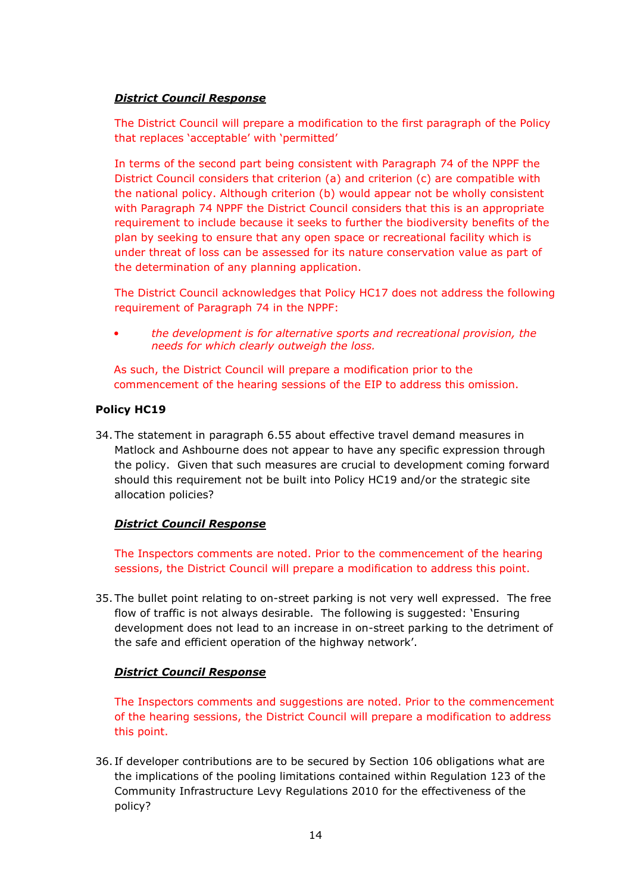***District Council Response***

The District Council will prepare a modification to the first paragraph of the Policy that replaces 'acceptable' with 'permitted'

In terms of the second part being consistent with Paragraph 74 of the NPPF the District Council considers that criterion (a) and criterion (c) are compatible with the national policy. Although criterion (b) would appear not be wholly consistent with Paragraph 74 NPPF the District Council considers that this is an appropriate requirement to include because it seeks to further the biodiversity benefits of the plan by seeking to ensure that any open space or recreational facility which is under threat of loss can be assessed for its nature conservation value as part of the determination of any planning application.

The District Council acknowledges that Policy HC17 does not address the following requirement of Paragraph 74 in the NPPF:

- *the development is for alternative sports and recreational provision, the needs for which clearly outweigh the loss.*

As such, the District Council will prepare a modification prior to the commencement of the hearing sessions of the EIP to address this omission.

**Policy HC19**

34. The statement in paragraph 6.55 about effective travel demand measures in Matlock and Ashbourne does not appear to have any specific expression through the policy. Given that such measures are crucial to development coming forward should this requirement not be built into Policy HC19 and/or the strategic site allocation policies?

***District Council Response***

The Inspectors comments are noted. Prior to the commencement of the hearing sessions, the District Council will prepare a modification to address this point.

35. The bullet point relating to on-street parking is not very well expressed. The free flow of traffic is not always desirable. The following is suggested: 'Ensuring development does not lead to an increase in on-street parking to the detriment of the safe and efficient operation of the highway network'.

***District Council Response***

The Inspectors comments and suggestions are noted. Prior to the commencement of the hearing sessions, the District Council will prepare a modification to address this point.

36. If developer contributions are to be secured by Section 106 obligations what are the implications of the pooling limitations contained within Regulation 123 of the Community Infrastructure Levy Regulations 2010 for the effectiveness of the policy?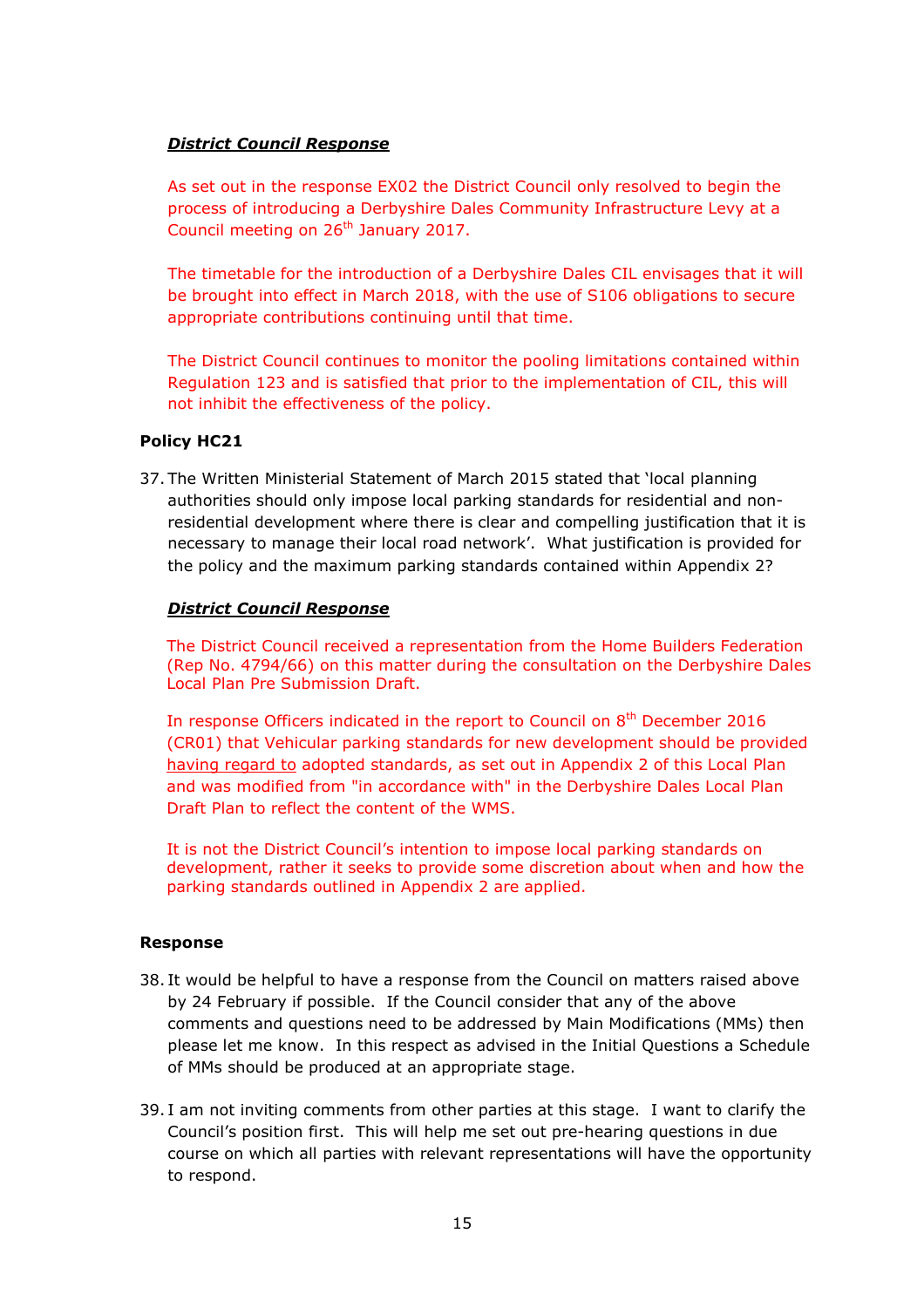***District Council Response***

As set out in the response EX02 the District Council only resolved to begin the process of introducing a Derbyshire Dales Community Infrastructure Levy at a Council meeting on 26th January 2017.

The timetable for the introduction of a Derbyshire Dales CIL envisages that it will be brought into effect in March 2018, with the use of S106 obligations to secure appropriate contributions continuing until that time.

The District Council continues to monitor the pooling limitations contained within Regulation 123 and is satisfied that prior to the implementation of CIL, this will not inhibit the effectiveness of the policy.

**Policy HC21**

37. The Written Ministerial Statement of March 2015 stated that 'local planning authorities should only impose local parking standards for residential and non-residential development where there is clear and compelling justification that it is necessary to manage their local road network'. What justification is provided for the policy and the maximum parking standards contained within Appendix 2?

***District Council Response***

The District Council received a representation from the Home Builders Federation (Rep No. 4794/66) on this matter during the consultation on the Derbyshire Dales Local Plan Pre Submission Draft.

In response Officers indicated in the report to Council on 8th December 2016 (CR01) that Vehicular parking standards for new development should be provided having regard to adopted standards, as set out in Appendix 2 of this Local Plan and was modified from "in accordance with" in the Derbyshire Dales Local Plan Draft Plan to reflect the content of the WMS.

It is not the District Council's intention to impose local parking standards on development, rather it seeks to provide some discretion about when and how the parking standards outlined in Appendix 2 are applied.

**Response**

38. It would be helpful to have a response from the Council on matters raised above by 24 February if possible. If the Council consider that any of the above comments and questions need to be addressed by Main Modifications (MMs) then please let me know. In this respect as advised in the Initial Questions a Schedule of MMs should be produced at an appropriate stage.

39. I am not inviting comments from other parties at this stage. I want to clarify the Council's position first. This will help me set out pre-hearing questions in due course on which all parties with relevant representations will have the opportunity to respond.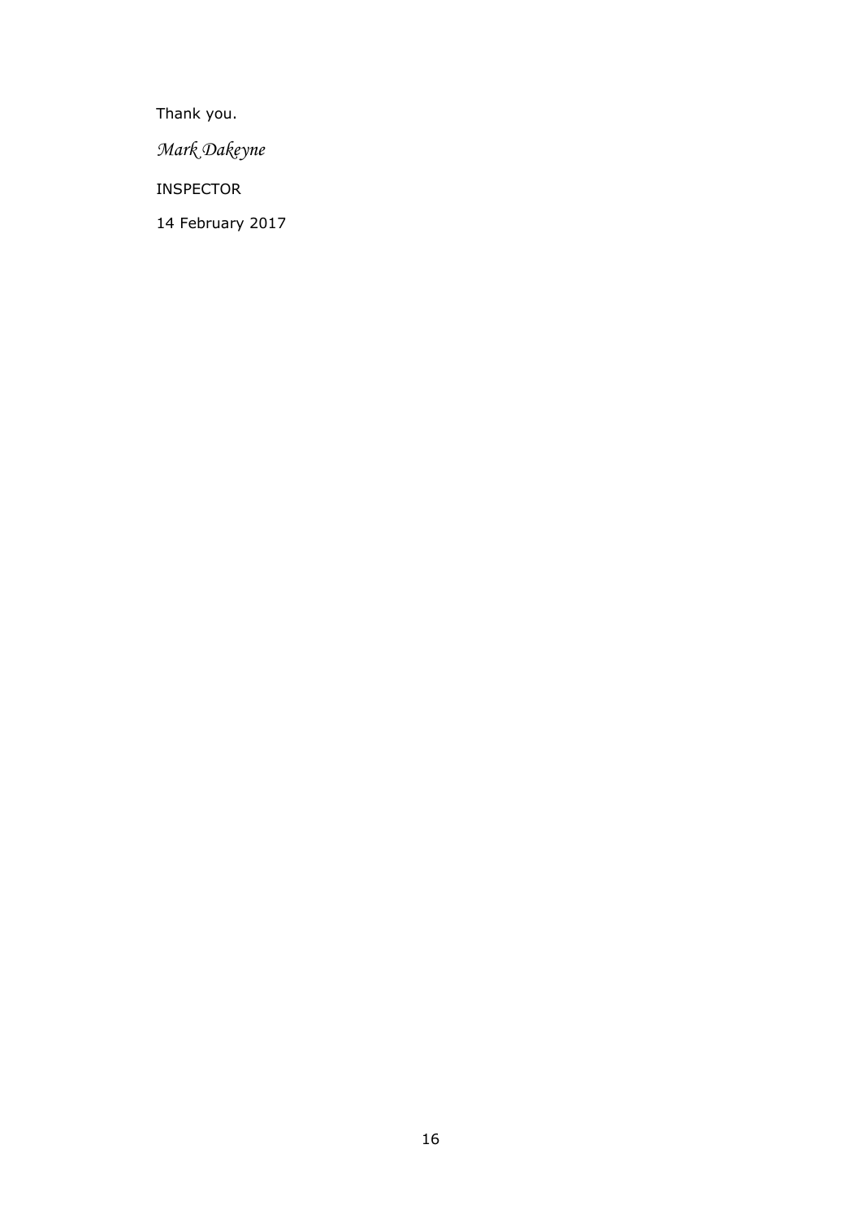Thank you.

*Mark Dakeyne*

INSPECTOR

14 February 2017